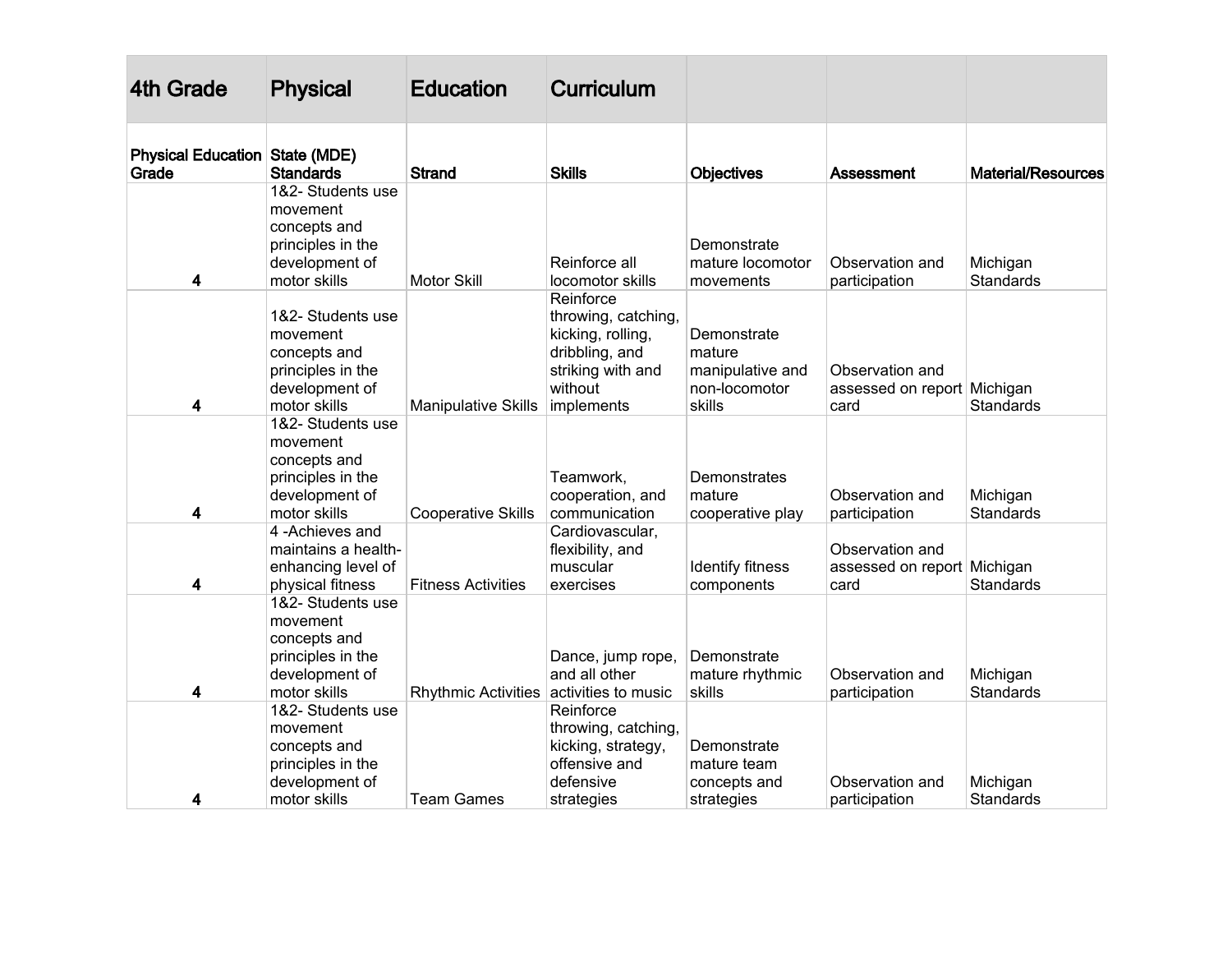| 4th Grade | Physical | Education | Curriculum | | | |
|---|---|---|---|---|---|---|
| **Physical Education Grade** | **State (MDE) Standards** | **Strand** | **Skills** | **Objectives** | **Assessment** | **Material/Resources** |
| 4 | 1&2- Students use movement concepts and principles in the development of motor skills | Motor Skill | Reinforce all locomotor skills | Demonstrate mature locomotor movements | Observation and participation | Michigan Standards |
| 4 | 1&2- Students use movement concepts and principles in the development of motor skills | Manipulative Skills | Reinforce throwing, catching, kicking, rolling, dribbling, and striking with and without implements | Demonstrate mature manipulative and non-locomotor skills | Observation and assessed on report card | Michigan Standards |
| 4 | 1&2- Students use movement concepts and principles in the development of motor skills | Cooperative Skills | Teamwork, cooperation, and communication | Demonstrates mature cooperative play | Observation and participation | Michigan Standards |
| 4 | 4 -Achieves and maintains a health-enhancing level of physical fitness | Fitness Activities | Cardiovascular, flexibility, and muscular exercises | Identify fitness components | Observation and assessed on report card | Michigan Standards |
| 4 | 1&2- Students use movement concepts and principles in the development of motor skills | Rhythmic Activities | Dance, jump rope, and all other activities to music | Demonstrate mature rhythmic skills | Observation and participation | Michigan Standards |
| 4 | 1&2- Students use movement concepts and principles in the development of motor skills | Team Games | Reinforce throwing, catching, kicking, strategy, offensive and defensive strategies | Demonstrate mature team concepts and strategies | Observation and participation | Michigan Standards |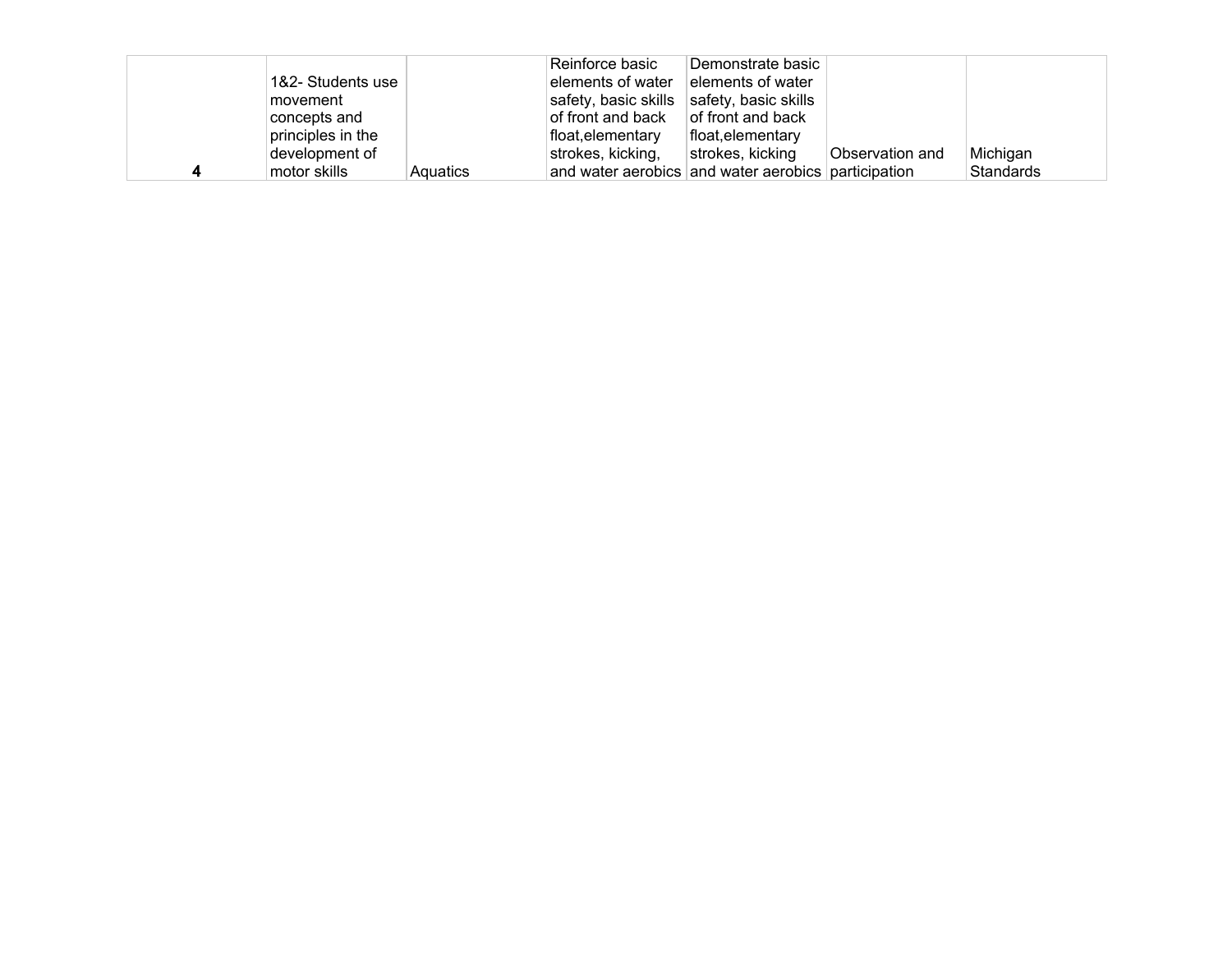| | | | | | | |
|---|---|---|---|---|---|---|
| **4** | 1&2- Students use movement concepts and principles in the development of motor skills | Aquatics | Reinforce basic elements of water safety, basic skills of front and back float,elementary strokes, kicking, and water aerobics | Demonstrate basic elements of water safety, basic skills of front and back float,elementary strokes, kicking and water aerobics | Observation and participation | Michigan Standards |